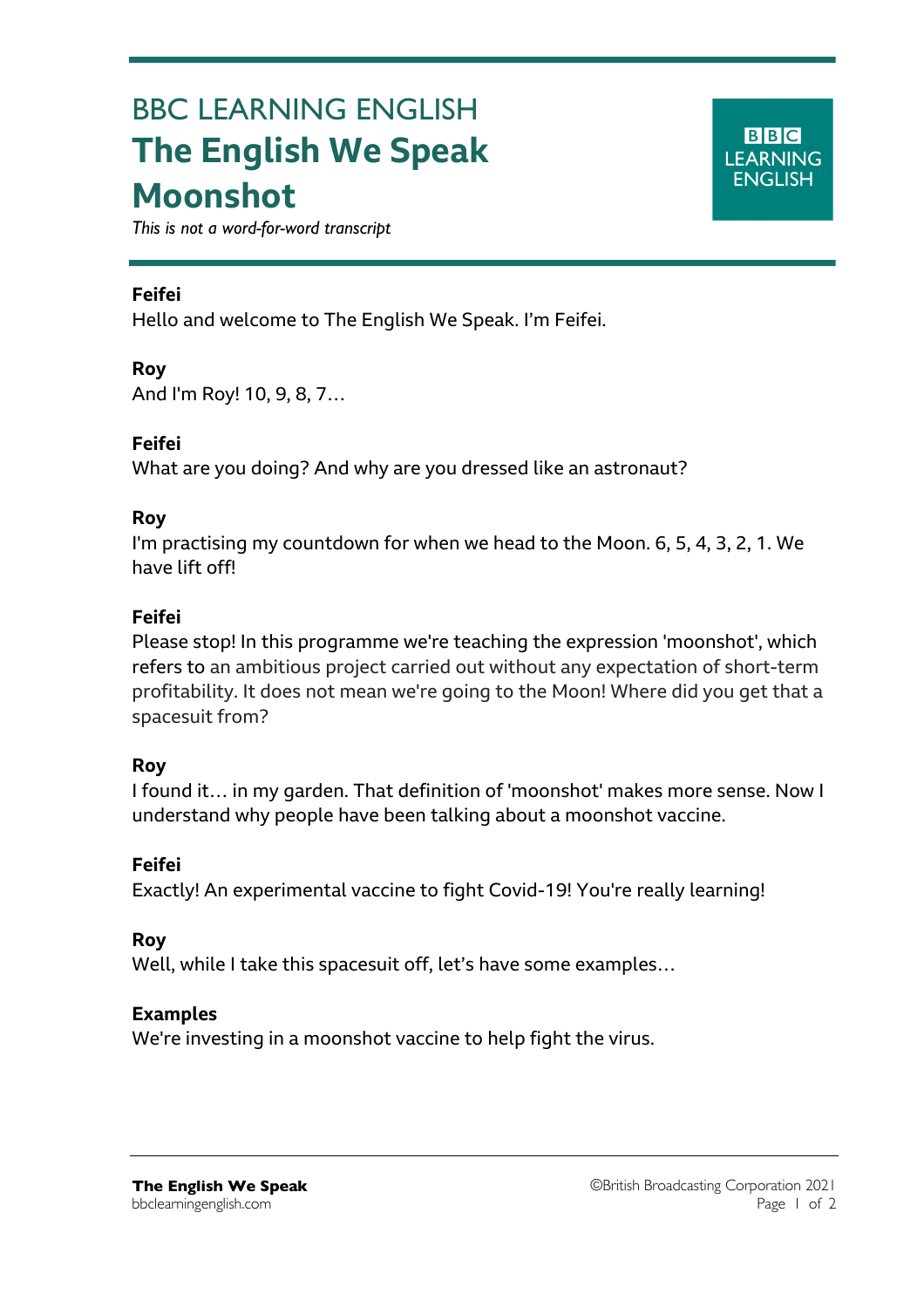# BBC LEARNING ENGLISH

# The English We Speak

# Moonshot

*This is not a word-for-word transcript*

**Feifei**

Hello and welcome to The English We Speak. I'm Feifei.

**Roy**

And I'm Roy! 10, 9, 8, 7…

**Feifei**

What are you doing? And why are you dressed like an astronaut?

**Roy**

I'm practising my countdown for when we head to the Moon. 6, 5, 4, 3, 2, 1. We have lift off!

**Feifei**

Please stop! In this programme we're teaching the expression 'moonshot', which refers to an ambitious project carried out without any expectation of short-term profitability. It does not mean we're going to the Moon! Where did you get that a spacesuit from?

**Roy**

I found it… in my garden. That definition of 'moonshot' makes more sense. Now I understand why people have been talking about a moonshot vaccine.

**Feifei**

Exactly! An experimental vaccine to fight Covid-19! You're really learning!

**Roy**

Well, while I take this spacesuit off, let's have some examples…

**Examples**

We're investing in a moonshot vaccine to help fight the virus.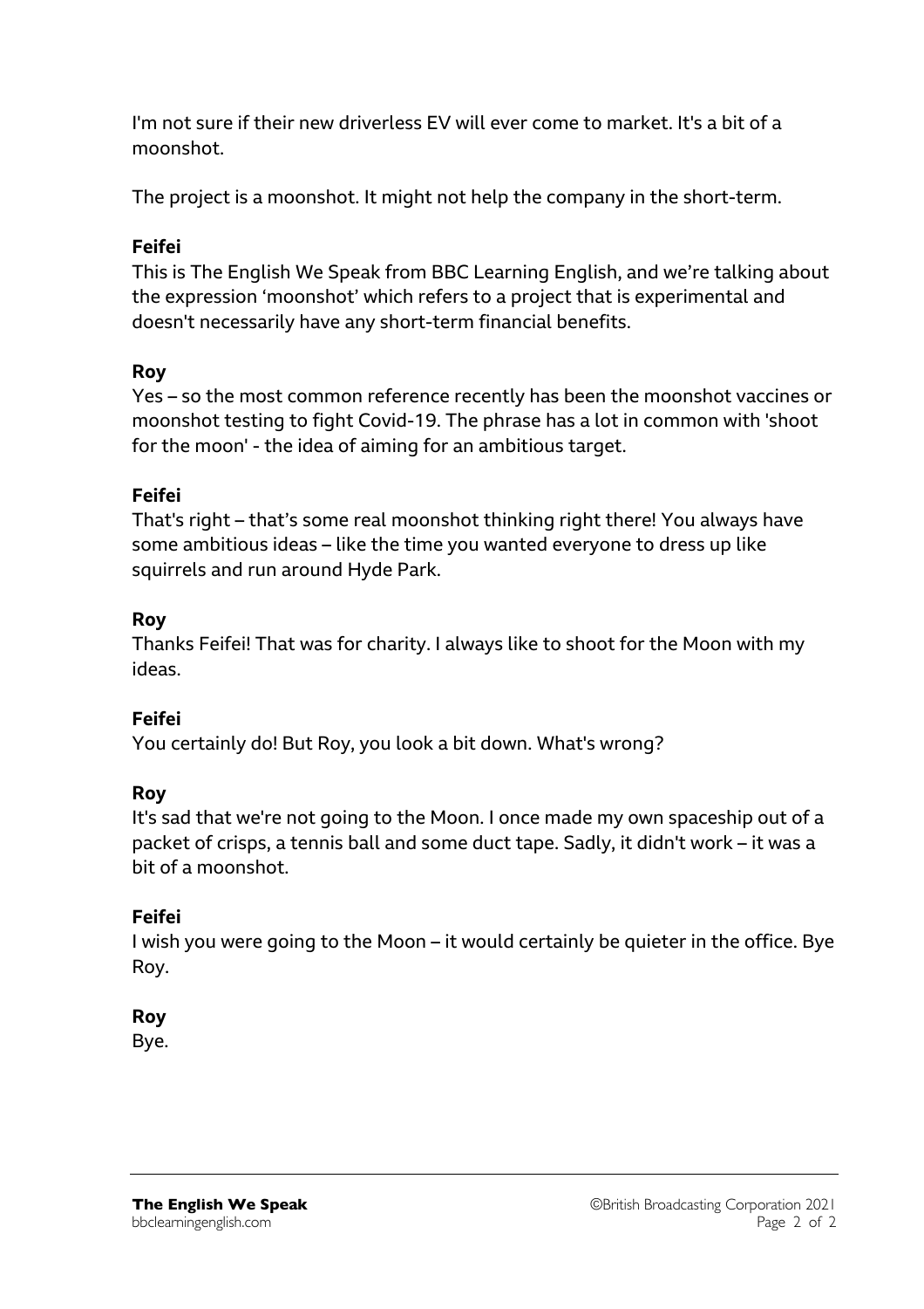I'm not sure if their new driverless EV will ever come to market. It's a bit of a moonshot.

The project is a moonshot. It might not help the company in the short-term.

**Feifei**
This is The English We Speak from BBC Learning English, and we're talking about the expression 'moonshot' which refers to a project that is experimental and doesn't necessarily have any short-term financial benefits.

**Roy**
Yes – so the most common reference recently has been the moonshot vaccines or moonshot testing to fight Covid-19. The phrase has a lot in common with 'shoot for the moon' - the idea of aiming for an ambitious target.

**Feifei**
That's right – that's some real moonshot thinking right there! You always have some ambitious ideas – like the time you wanted everyone to dress up like squirrels and run around Hyde Park.

**Roy**
Thanks Feifei! That was for charity. I always like to shoot for the Moon with my ideas.

**Feifei**
You certainly do! But Roy, you look a bit down. What's wrong?

**Roy**
It's sad that we're not going to the Moon. I once made my own spaceship out of a packet of crisps, a tennis ball and some duct tape. Sadly, it didn't work – it was a bit of a moonshot.

**Feifei**
I wish you were going to the Moon – it would certainly be quieter in the office. Bye Roy.

**Roy**
Bye.